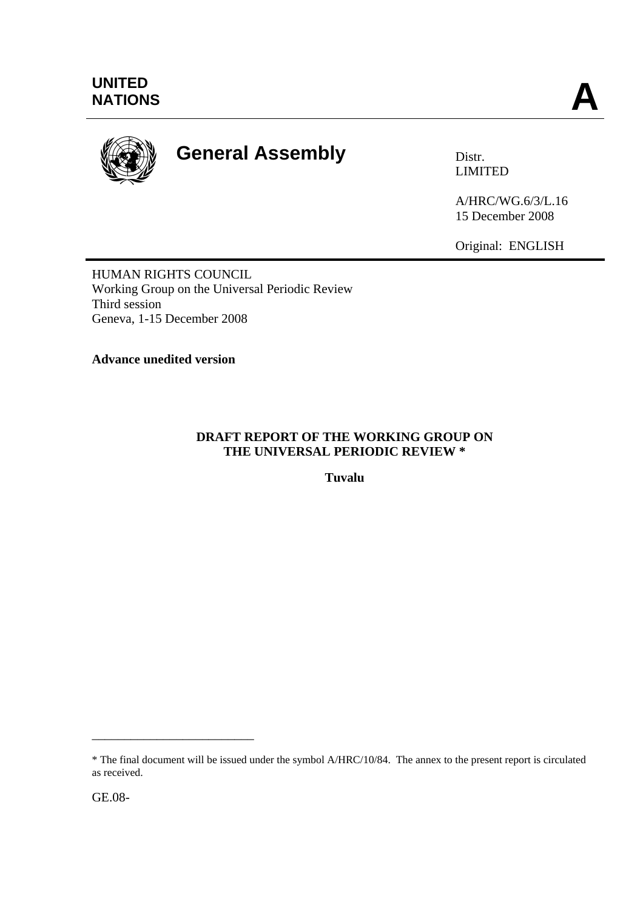UNITED NATIONS

A

# General Assembly

Distr.
LIMITED

A/HRC/WG.6/3/L.16
15 December 2008

Original: ENGLISH

HUMAN RIGHTS COUNCIL
Working Group on the Universal Periodic Review
Third session
Geneva, 1-15 December 2008

**Advance unedited version**

**DRAFT REPORT OF THE WORKING GROUP ON THE UNIVERSAL PERIODIC REVIEW ***

**Tuvalu**

---

* The final document will be issued under the symbol A/HRC/10/84. The annex to the present report is circulated as received.

GE.08-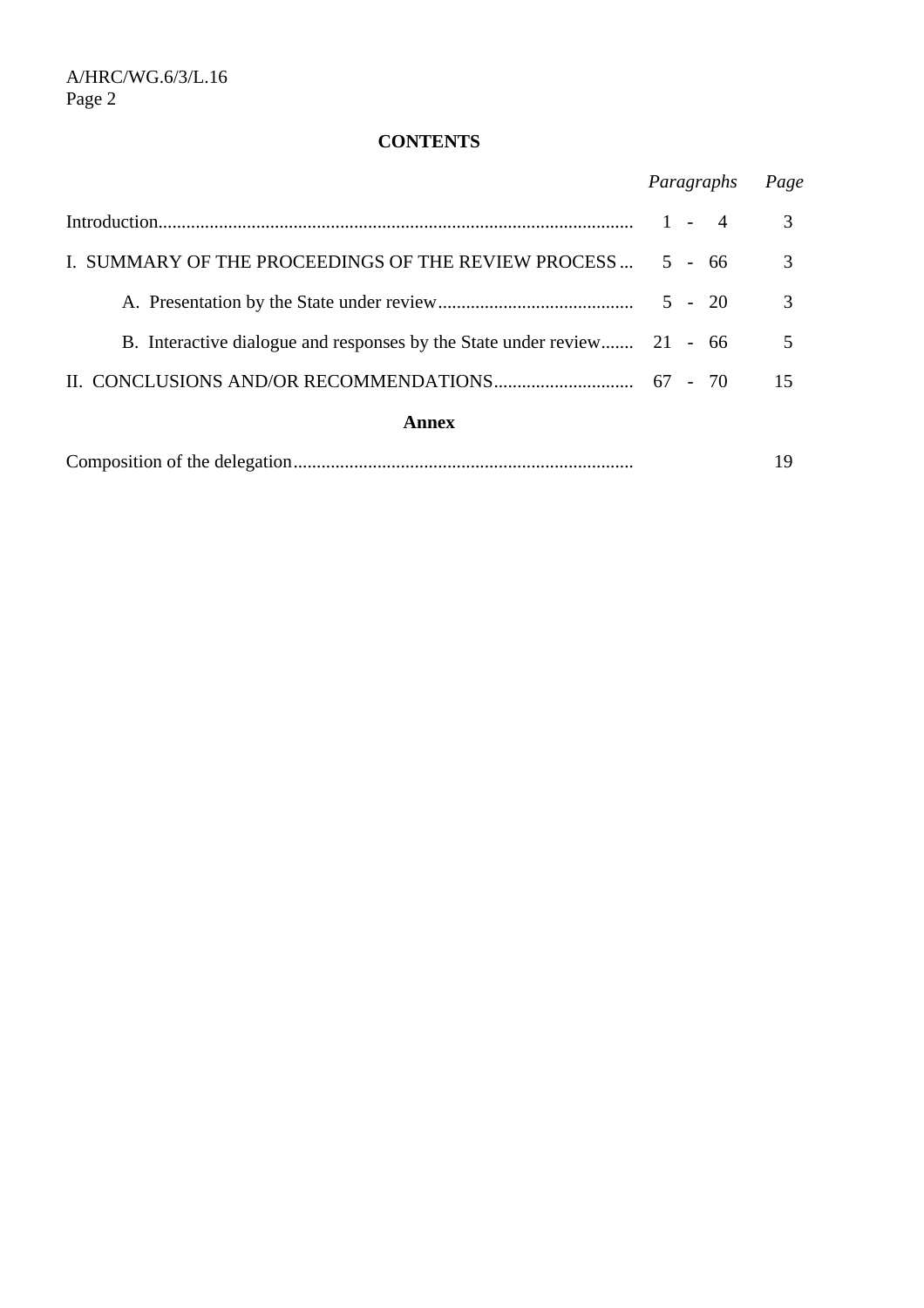**CONTENTS**

| | *Paragraphs* | *Page* |
|---|---|---|
| Introduction | 1 - 4 | 3 |
| I. SUMMARY OF THE PROCEEDINGS OF THE REVIEW PROCESS | 5 - 66 | 3 |
| A. Presentation by the State under review | 5 - 20 | 3 |
| B. Interactive dialogue and responses by the State under review | 21 - 66 | 5 |
| II. CONCLUSIONS AND/OR RECOMMENDATIONS | 67 - 70 | 15 |

**Annex**

| | | |
|---|---|---|
| Composition of the delegation | | 19 |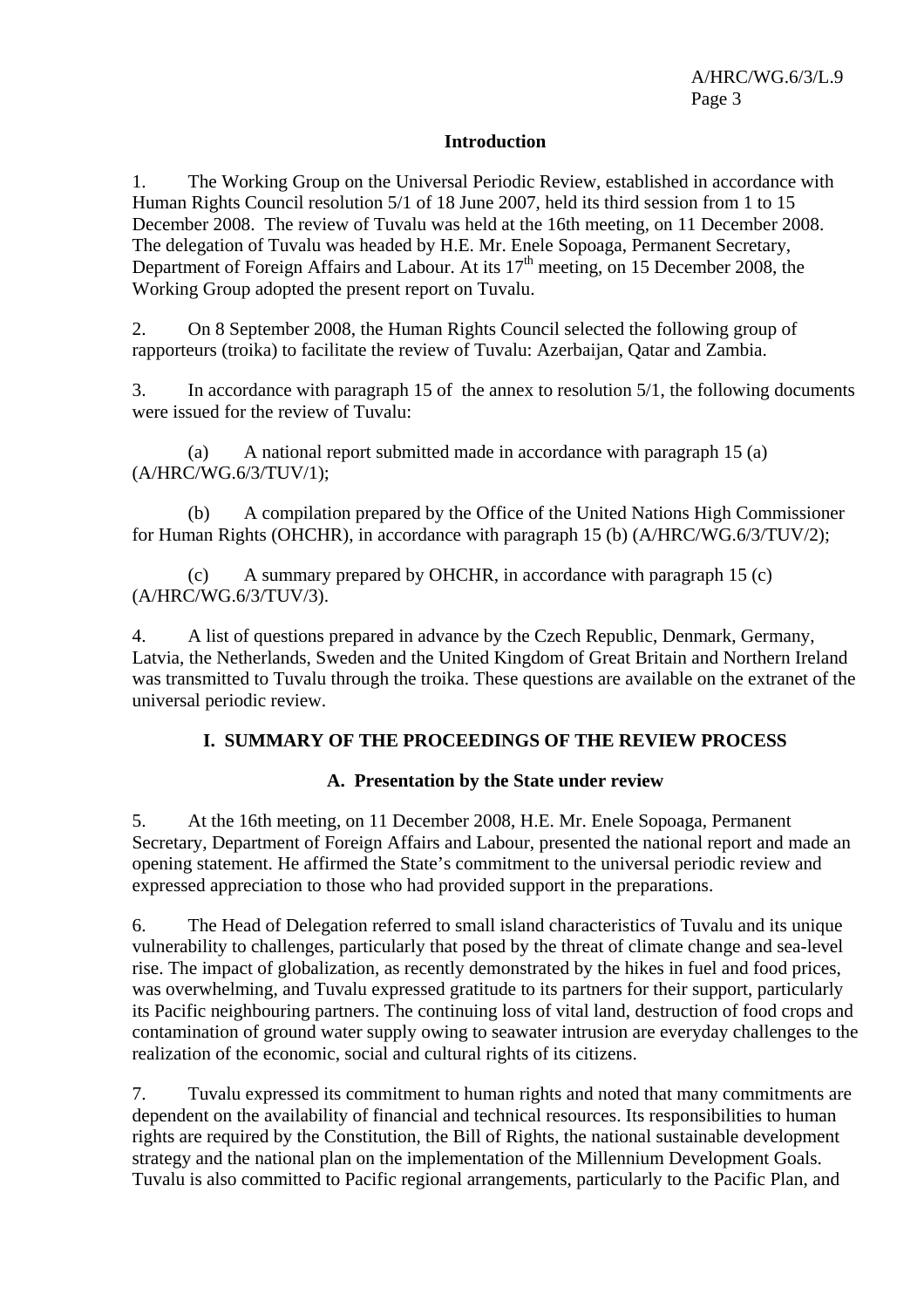## Introduction

1. The Working Group on the Universal Periodic Review, established in accordance with Human Rights Council resolution 5/1 of 18 June 2007, held its third session from 1 to 15 December 2008. The review of Tuvalu was held at the 16th meeting, on 11 December 2008. The delegation of Tuvalu was headed by H.E. Mr. Enele Sopoaga, Permanent Secretary, Department of Foreign Affairs and Labour. At its 17th meeting, on 15 December 2008, the Working Group adopted the present report on Tuvalu.

2. On 8 September 2008, the Human Rights Council selected the following group of rapporteurs (troika) to facilitate the review of Tuvalu: Azerbaijan, Qatar and Zambia.

3. In accordance with paragraph 15 of the annex to resolution 5/1, the following documents were issued for the review of Tuvalu:

(a) A national report submitted made in accordance with paragraph 15 (a) (A/HRC/WG.6/3/TUV/1);

(b) A compilation prepared by the Office of the United Nations High Commissioner for Human Rights (OHCHR), in accordance with paragraph 15 (b) (A/HRC/WG.6/3/TUV/2);

(c) A summary prepared by OHCHR, in accordance with paragraph 15 (c) (A/HRC/WG.6/3/TUV/3).

4. A list of questions prepared in advance by the Czech Republic, Denmark, Germany, Latvia, the Netherlands, Sweden and the United Kingdom of Great Britain and Northern Ireland was transmitted to Tuvalu through the troika. These questions are available on the extranet of the universal periodic review.

## I. SUMMARY OF THE PROCEEDINGS OF THE REVIEW PROCESS

### A. Presentation by the State under review

5. At the 16th meeting, on 11 December 2008, H.E. Mr. Enele Sopoaga, Permanent Secretary, Department of Foreign Affairs and Labour, presented the national report and made an opening statement. He affirmed the State's commitment to the universal periodic review and expressed appreciation to those who had provided support in the preparations.

6. The Head of Delegation referred to small island characteristics of Tuvalu and its unique vulnerability to challenges, particularly that posed by the threat of climate change and sea-level rise. The impact of globalization, as recently demonstrated by the hikes in fuel and food prices, was overwhelming, and Tuvalu expressed gratitude to its partners for their support, particularly its Pacific neighbouring partners. The continuing loss of vital land, destruction of food crops and contamination of ground water supply owing to seawater intrusion are everyday challenges to the realization of the economic, social and cultural rights of its citizens.

7. Tuvalu expressed its commitment to human rights and noted that many commitments are dependent on the availability of financial and technical resources. Its responsibilities to human rights are required by the Constitution, the Bill of Rights, the national sustainable development strategy and the national plan on the implementation of the Millennium Development Goals. Tuvalu is also committed to Pacific regional arrangements, particularly to the Pacific Plan, and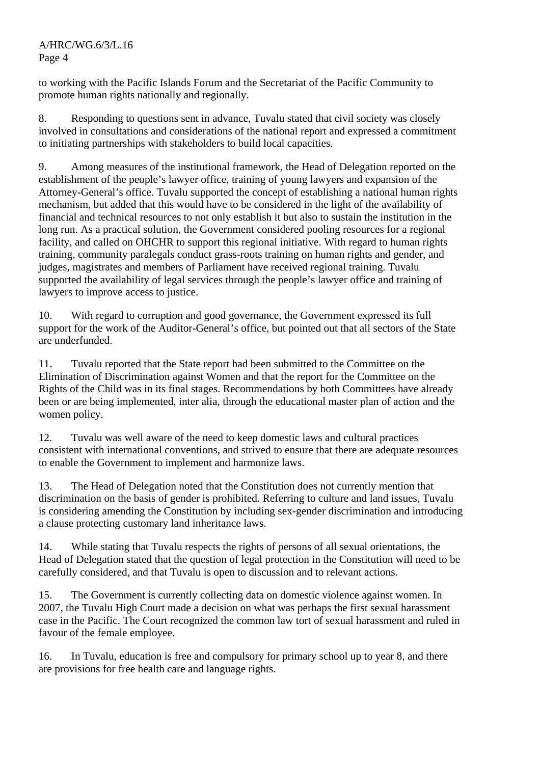to working with the Pacific Islands Forum and the Secretariat of the Pacific Community to promote human rights nationally and regionally.

8. Responding to questions sent in advance, Tuvalu stated that civil society was closely involved in consultations and considerations of the national report and expressed a commitment to initiating partnerships with stakeholders to build local capacities.

9. Among measures of the institutional framework, the Head of Delegation reported on the establishment of the people's lawyer office, training of young lawyers and expansion of the Attorney-General's office. Tuvalu supported the concept of establishing a national human rights mechanism, but added that this would have to be considered in the light of the availability of financial and technical resources to not only establish it but also to sustain the institution in the long run. As a practical solution, the Government considered pooling resources for a regional facility, and called on OHCHR to support this regional initiative. With regard to human rights training, community paralegals conduct grass-roots training on human rights and gender, and judges, magistrates and members of Parliament have received regional training. Tuvalu supported the availability of legal services through the people's lawyer office and training of lawyers to improve access to justice.

10. With regard to corruption and good governance, the Government expressed its full support for the work of the Auditor-General's office, but pointed out that all sectors of the State are underfunded.

11. Tuvalu reported that the State report had been submitted to the Committee on the Elimination of Discrimination against Women and that the report for the Committee on the Rights of the Child was in its final stages. Recommendations by both Committees have already been or are being implemented, inter alia, through the educational master plan of action and the women policy.

12. Tuvalu was well aware of the need to keep domestic laws and cultural practices consistent with international conventions, and strived to ensure that there are adequate resources to enable the Government to implement and harmonize laws.

13. The Head of Delegation noted that the Constitution does not currently mention that discrimination on the basis of gender is prohibited. Referring to culture and land issues, Tuvalu is considering amending the Constitution by including sex-gender discrimination and introducing a clause protecting customary land inheritance laws.

14. While stating that Tuvalu respects the rights of persons of all sexual orientations, the Head of Delegation stated that the question of legal protection in the Constitution will need to be carefully considered, and that Tuvalu is open to discussion and to relevant actions.

15. The Government is currently collecting data on domestic violence against women. In 2007, the Tuvalu High Court made a decision on what was perhaps the first sexual harassment case in the Pacific. The Court recognized the common law tort of sexual harassment and ruled in favour of the female employee.

16. In Tuvalu, education is free and compulsory for primary school up to year 8, and there are provisions for free health care and language rights.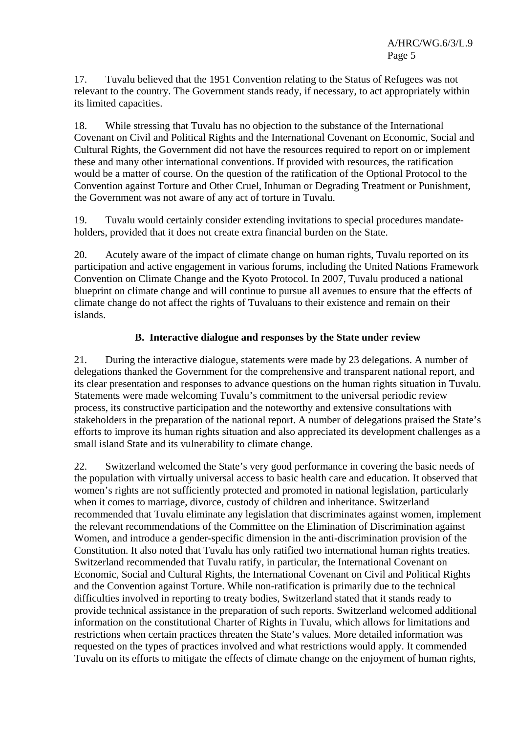17. Tuvalu believed that the 1951 Convention relating to the Status of Refugees was not relevant to the country. The Government stands ready, if necessary, to act appropriately within its limited capacities.

18. While stressing that Tuvalu has no objection to the substance of the International Covenant on Civil and Political Rights and the International Covenant on Economic, Social and Cultural Rights, the Government did not have the resources required to report on or implement these and many other international conventions. If provided with resources, the ratification would be a matter of course. On the question of the ratification of the Optional Protocol to the Convention against Torture and Other Cruel, Inhuman or Degrading Treatment or Punishment, the Government was not aware of any act of torture in Tuvalu.

19. Tuvalu would certainly consider extending invitations to special procedures mandate-holders, provided that it does not create extra financial burden on the State.

20. Acutely aware of the impact of climate change on human rights, Tuvalu reported on its participation and active engagement in various forums, including the United Nations Framework Convention on Climate Change and the Kyoto Protocol. In 2007, Tuvalu produced a national blueprint on climate change and will continue to pursue all avenues to ensure that the effects of climate change do not affect the rights of Tuvaluans to their existence and remain on their islands.

### B. Interactive dialogue and responses by the State under review

21. During the interactive dialogue, statements were made by 23 delegations. A number of delegations thanked the Government for the comprehensive and transparent national report, and its clear presentation and responses to advance questions on the human rights situation in Tuvalu. Statements were made welcoming Tuvalu's commitment to the universal periodic review process, its constructive participation and the noteworthy and extensive consultations with stakeholders in the preparation of the national report. A number of delegations praised the State's efforts to improve its human rights situation and also appreciated its development challenges as a small island State and its vulnerability to climate change.

22. Switzerland welcomed the State's very good performance in covering the basic needs of the population with virtually universal access to basic health care and education. It observed that women's rights are not sufficiently protected and promoted in national legislation, particularly when it comes to marriage, divorce, custody of children and inheritance. Switzerland recommended that Tuvalu eliminate any legislation that discriminates against women, implement the relevant recommendations of the Committee on the Elimination of Discrimination against Women, and introduce a gender-specific dimension in the anti-discrimination provision of the Constitution. It also noted that Tuvalu has only ratified two international human rights treaties. Switzerland recommended that Tuvalu ratify, in particular, the International Covenant on Economic, Social and Cultural Rights, the International Covenant on Civil and Political Rights and the Convention against Torture. While non-ratification is primarily due to the technical difficulties involved in reporting to treaty bodies, Switzerland stated that it stands ready to provide technical assistance in the preparation of such reports. Switzerland welcomed additional information on the constitutional Charter of Rights in Tuvalu, which allows for limitations and restrictions when certain practices threaten the State's values. More detailed information was requested on the types of practices involved and what restrictions would apply. It commended Tuvalu on its efforts to mitigate the effects of climate change on the enjoyment of human rights,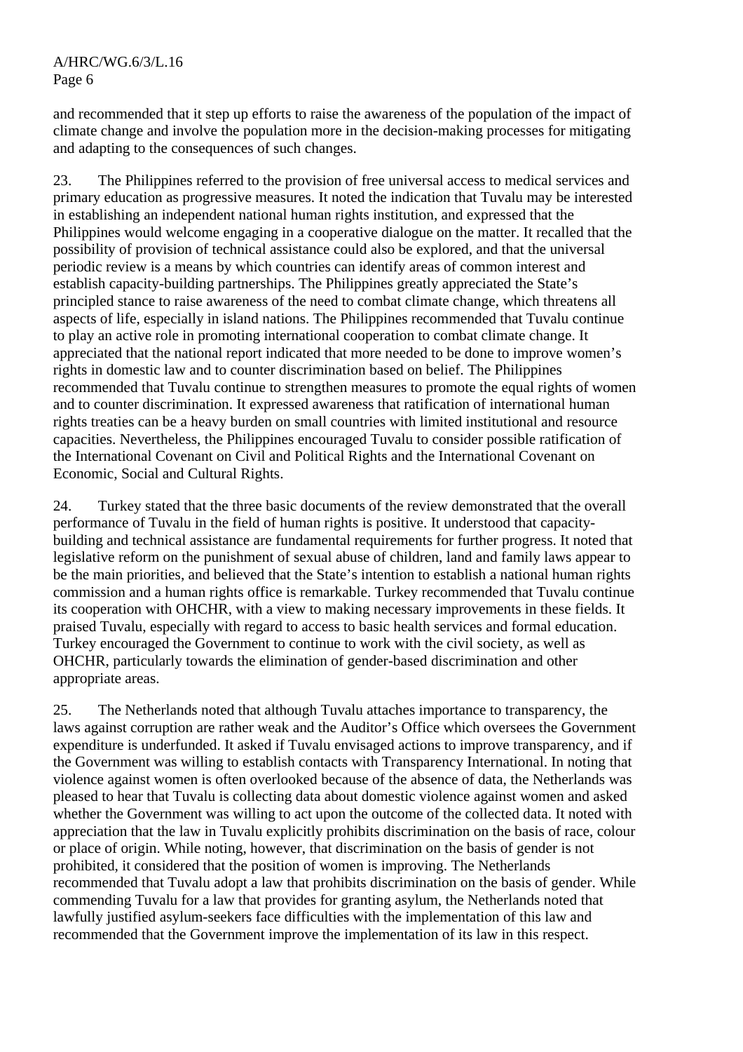and recommended that it step up efforts to raise the awareness of the population of the impact of climate change and involve the population more in the decision-making processes for mitigating and adapting to the consequences of such changes.

23. The Philippines referred to the provision of free universal access to medical services and primary education as progressive measures. It noted the indication that Tuvalu may be interested in establishing an independent national human rights institution, and expressed that the Philippines would welcome engaging in a cooperative dialogue on the matter. It recalled that the possibility of provision of technical assistance could also be explored, and that the universal periodic review is a means by which countries can identify areas of common interest and establish capacity-building partnerships. The Philippines greatly appreciated the State's principled stance to raise awareness of the need to combat climate change, which threatens all aspects of life, especially in island nations. The Philippines recommended that Tuvalu continue to play an active role in promoting international cooperation to combat climate change. It appreciated that the national report indicated that more needed to be done to improve women's rights in domestic law and to counter discrimination based on belief. The Philippines recommended that Tuvalu continue to strengthen measures to promote the equal rights of women and to counter discrimination. It expressed awareness that ratification of international human rights treaties can be a heavy burden on small countries with limited institutional and resource capacities. Nevertheless, the Philippines encouraged Tuvalu to consider possible ratification of the International Covenant on Civil and Political Rights and the International Covenant on Economic, Social and Cultural Rights.

24. Turkey stated that the three basic documents of the review demonstrated that the overall performance of Tuvalu in the field of human rights is positive. It understood that capacity-building and technical assistance are fundamental requirements for further progress. It noted that legislative reform on the punishment of sexual abuse of children, land and family laws appear to be the main priorities, and believed that the State's intention to establish a national human rights commission and a human rights office is remarkable. Turkey recommended that Tuvalu continue its cooperation with OHCHR, with a view to making necessary improvements in these fields. It praised Tuvalu, especially with regard to access to basic health services and formal education. Turkey encouraged the Government to continue to work with the civil society, as well as OHCHR, particularly towards the elimination of gender-based discrimination and other appropriate areas.

25. The Netherlands noted that although Tuvalu attaches importance to transparency, the laws against corruption are rather weak and the Auditor's Office which oversees the Government expenditure is underfunded. It asked if Tuvalu envisaged actions to improve transparency, and if the Government was willing to establish contacts with Transparency International. In noting that violence against women is often overlooked because of the absence of data, the Netherlands was pleased to hear that Tuvalu is collecting data about domestic violence against women and asked whether the Government was willing to act upon the outcome of the collected data. It noted with appreciation that the law in Tuvalu explicitly prohibits discrimination on the basis of race, colour or place of origin. While noting, however, that discrimination on the basis of gender is not prohibited, it considered that the position of women is improving. The Netherlands recommended that Tuvalu adopt a law that prohibits discrimination on the basis of gender. While commending Tuvalu for a law that provides for granting asylum, the Netherlands noted that lawfully justified asylum-seekers face difficulties with the implementation of this law and recommended that the Government improve the implementation of its law in this respect.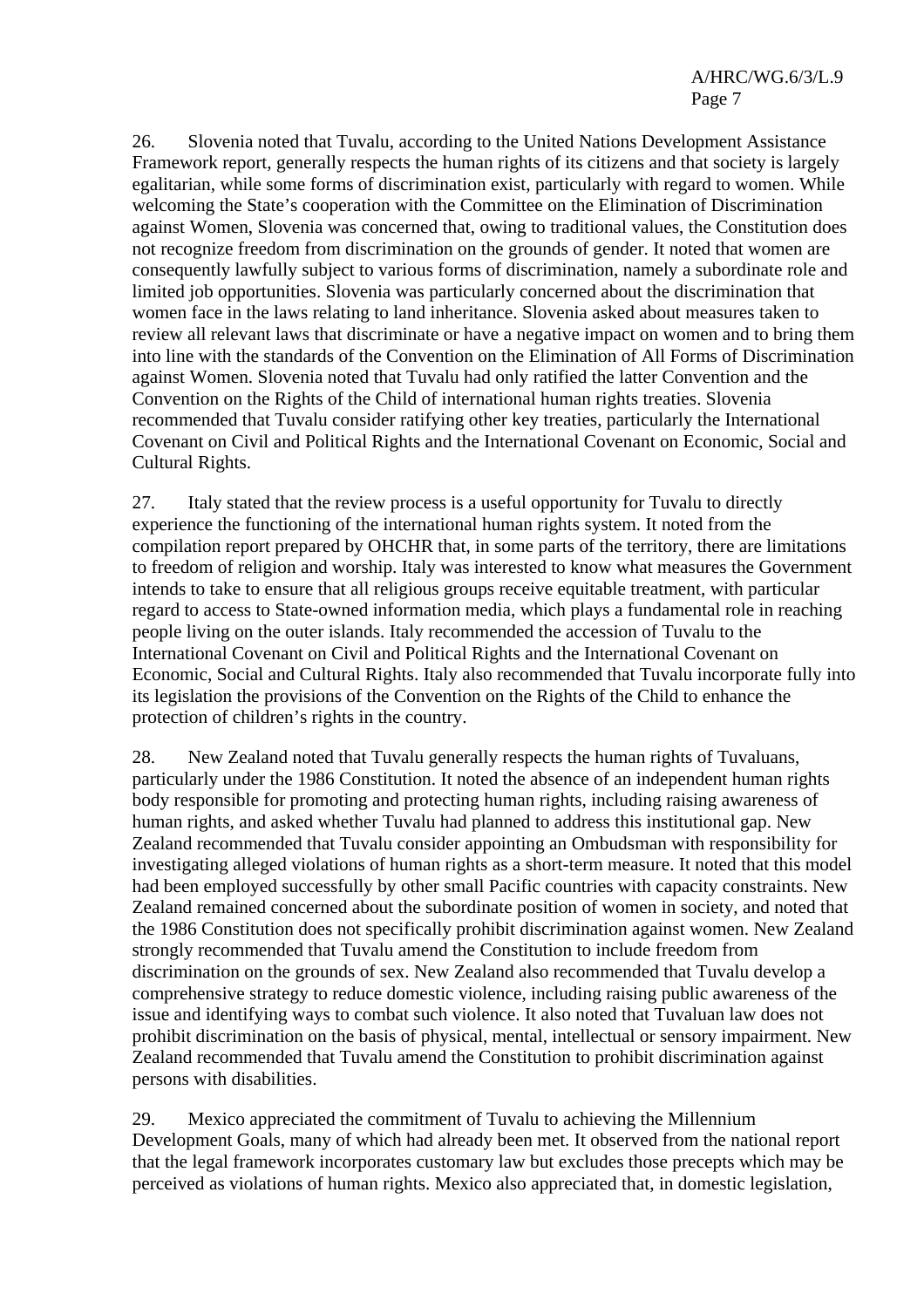26. Slovenia noted that Tuvalu, according to the United Nations Development Assistance Framework report, generally respects the human rights of its citizens and that society is largely egalitarian, while some forms of discrimination exist, particularly with regard to women. While welcoming the State's cooperation with the Committee on the Elimination of Discrimination against Women, Slovenia was concerned that, owing to traditional values, the Constitution does not recognize freedom from discrimination on the grounds of gender. It noted that women are consequently lawfully subject to various forms of discrimination, namely a subordinate role and limited job opportunities. Slovenia was particularly concerned about the discrimination that women face in the laws relating to land inheritance. Slovenia asked about measures taken to review all relevant laws that discriminate or have a negative impact on women and to bring them into line with the standards of the Convention on the Elimination of All Forms of Discrimination against Women. Slovenia noted that Tuvalu had only ratified the latter Convention and the Convention on the Rights of the Child of international human rights treaties. Slovenia recommended that Tuvalu consider ratifying other key treaties, particularly the International Covenant on Civil and Political Rights and the International Covenant on Economic, Social and Cultural Rights.

27. Italy stated that the review process is a useful opportunity for Tuvalu to directly experience the functioning of the international human rights system. It noted from the compilation report prepared by OHCHR that, in some parts of the territory, there are limitations to freedom of religion and worship. Italy was interested to know what measures the Government intends to take to ensure that all religious groups receive equitable treatment, with particular regard to access to State-owned information media, which plays a fundamental role in reaching people living on the outer islands. Italy recommended the accession of Tuvalu to the International Covenant on Civil and Political Rights and the International Covenant on Economic, Social and Cultural Rights. Italy also recommended that Tuvalu incorporate fully into its legislation the provisions of the Convention on the Rights of the Child to enhance the protection of children's rights in the country.

28. New Zealand noted that Tuvalu generally respects the human rights of Tuvaluans, particularly under the 1986 Constitution. It noted the absence of an independent human rights body responsible for promoting and protecting human rights, including raising awareness of human rights, and asked whether Tuvalu had planned to address this institutional gap. New Zealand recommended that Tuvalu consider appointing an Ombudsman with responsibility for investigating alleged violations of human rights as a short-term measure. It noted that this model had been employed successfully by other small Pacific countries with capacity constraints. New Zealand remained concerned about the subordinate position of women in society, and noted that the 1986 Constitution does not specifically prohibit discrimination against women. New Zealand strongly recommended that Tuvalu amend the Constitution to include freedom from discrimination on the grounds of sex. New Zealand also recommended that Tuvalu develop a comprehensive strategy to reduce domestic violence, including raising public awareness of the issue and identifying ways to combat such violence. It also noted that Tuvaluan law does not prohibit discrimination on the basis of physical, mental, intellectual or sensory impairment. New Zealand recommended that Tuvalu amend the Constitution to prohibit discrimination against persons with disabilities.

29. Mexico appreciated the commitment of Tuvalu to achieving the Millennium Development Goals, many of which had already been met. It observed from the national report that the legal framework incorporates customary law but excludes those precepts which may be perceived as violations of human rights. Mexico also appreciated that, in domestic legislation,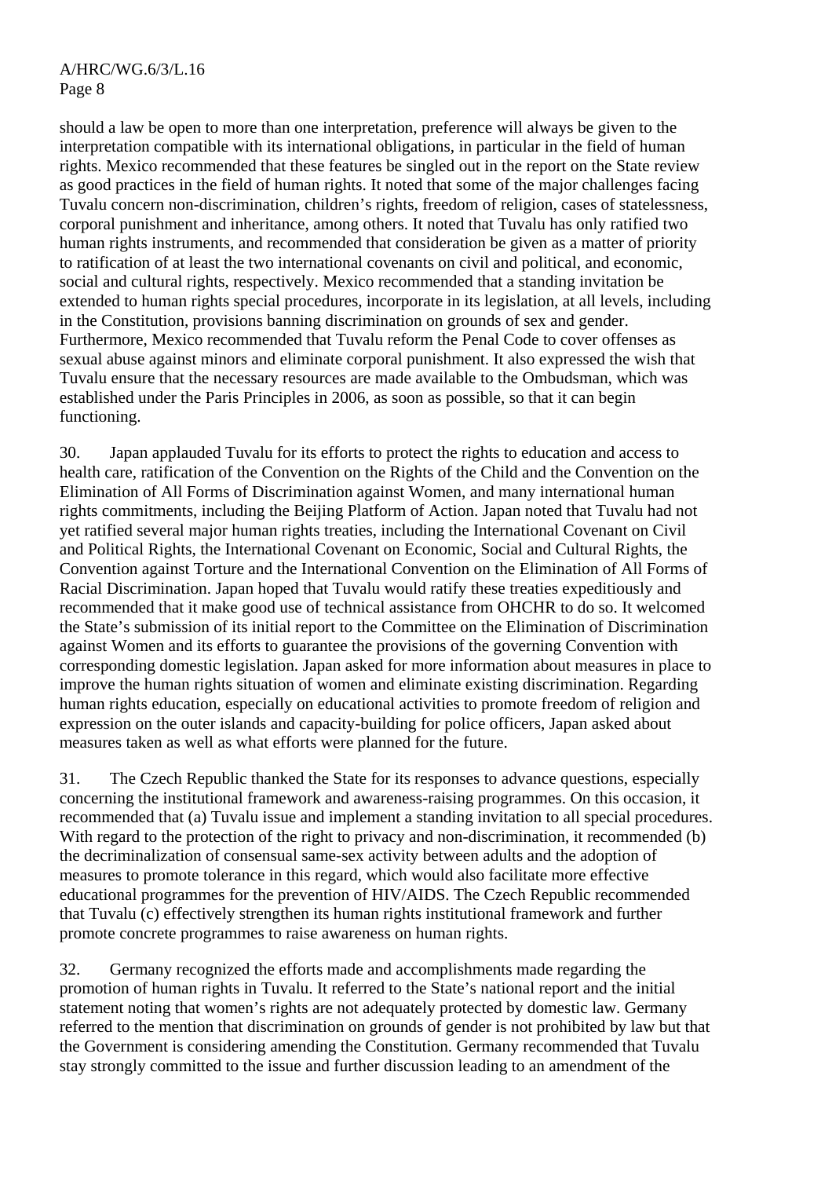should a law be open to more than one interpretation, preference will always be given to the interpretation compatible with its international obligations, in particular in the field of human rights. Mexico recommended that these features be singled out in the report on the State review as good practices in the field of human rights. It noted that some of the major challenges facing Tuvalu concern non-discrimination, children's rights, freedom of religion, cases of statelessness, corporal punishment and inheritance, among others. It noted that Tuvalu has only ratified two human rights instruments, and recommended that consideration be given as a matter of priority to ratification of at least the two international covenants on civil and political, and economic, social and cultural rights, respectively. Mexico recommended that a standing invitation be extended to human rights special procedures, incorporate in its legislation, at all levels, including in the Constitution, provisions banning discrimination on grounds of sex and gender. Furthermore, Mexico recommended that Tuvalu reform the Penal Code to cover offenses as sexual abuse against minors and eliminate corporal punishment. It also expressed the wish that Tuvalu ensure that the necessary resources are made available to the Ombudsman, which was established under the Paris Principles in 2006, as soon as possible, so that it can begin functioning.

30. Japan applauded Tuvalu for its efforts to protect the rights to education and access to health care, ratification of the Convention on the Rights of the Child and the Convention on the Elimination of All Forms of Discrimination against Women, and many international human rights commitments, including the Beijing Platform of Action. Japan noted that Tuvalu had not yet ratified several major human rights treaties, including the International Covenant on Civil and Political Rights, the International Covenant on Economic, Social and Cultural Rights, the Convention against Torture and the International Convention on the Elimination of All Forms of Racial Discrimination. Japan hoped that Tuvalu would ratify these treaties expeditiously and recommended that it make good use of technical assistance from OHCHR to do so. It welcomed the State's submission of its initial report to the Committee on the Elimination of Discrimination against Women and its efforts to guarantee the provisions of the governing Convention with corresponding domestic legislation. Japan asked for more information about measures in place to improve the human rights situation of women and eliminate existing discrimination. Regarding human rights education, especially on educational activities to promote freedom of religion and expression on the outer islands and capacity-building for police officers, Japan asked about measures taken as well as what efforts were planned for the future.

31. The Czech Republic thanked the State for its responses to advance questions, especially concerning the institutional framework and awareness-raising programmes. On this occasion, it recommended that (a) Tuvalu issue and implement a standing invitation to all special procedures. With regard to the protection of the right to privacy and non-discrimination, it recommended (b) the decriminalization of consensual same-sex activity between adults and the adoption of measures to promote tolerance in this regard, which would also facilitate more effective educational programmes for the prevention of HIV/AIDS. The Czech Republic recommended that Tuvalu (c) effectively strengthen its human rights institutional framework and further promote concrete programmes to raise awareness on human rights.

32. Germany recognized the efforts made and accomplishments made regarding the promotion of human rights in Tuvalu. It referred to the State's national report and the initial statement noting that women's rights are not adequately protected by domestic law. Germany referred to the mention that discrimination on grounds of gender is not prohibited by law but that the Government is considering amending the Constitution. Germany recommended that Tuvalu stay strongly committed to the issue and further discussion leading to an amendment of the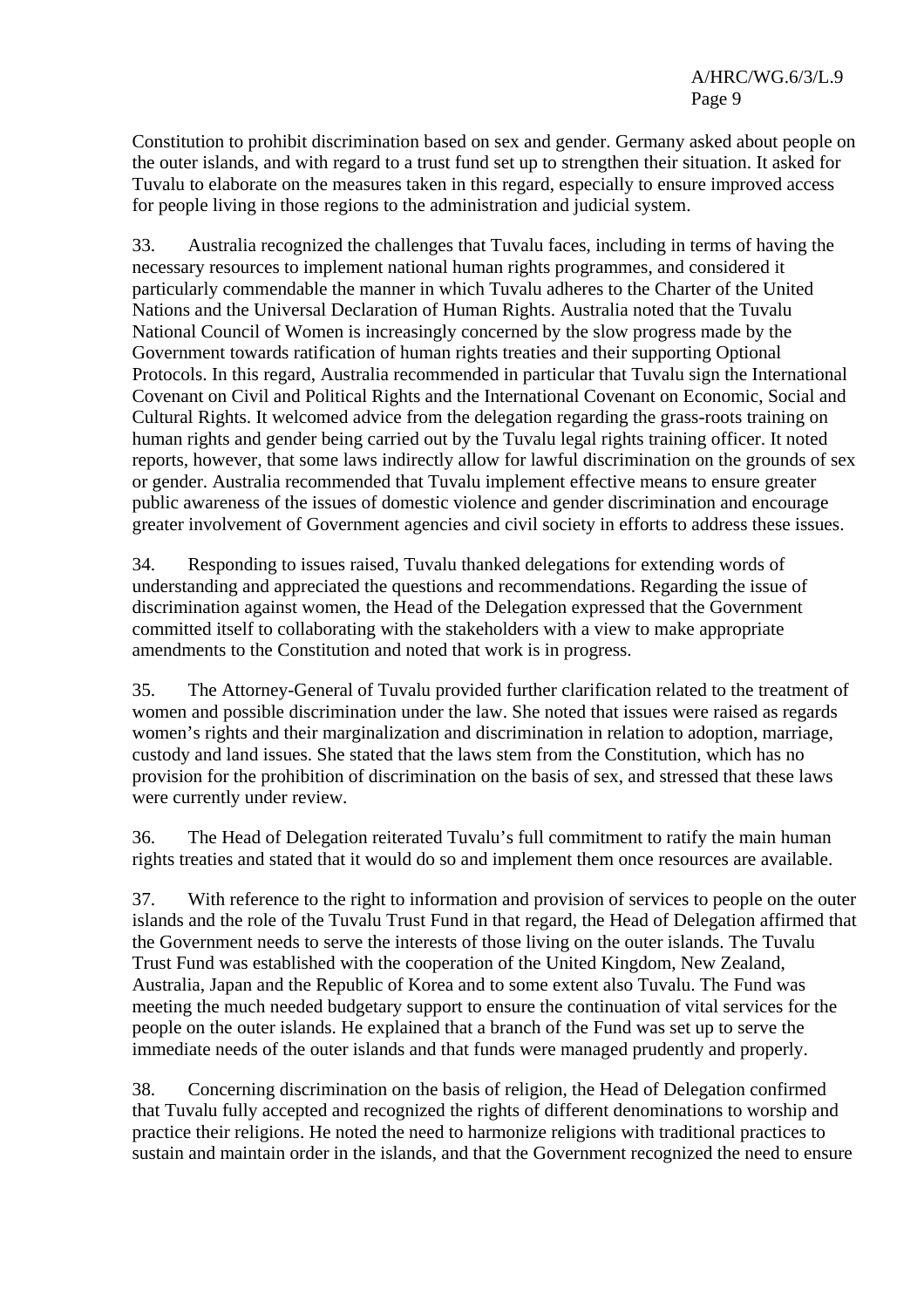Constitution to prohibit discrimination based on sex and gender. Germany asked about people on the outer islands, and with regard to a trust fund set up to strengthen their situation. It asked for Tuvalu to elaborate on the measures taken in this regard, especially to ensure improved access for people living in those regions to the administration and judicial system.

33. Australia recognized the challenges that Tuvalu faces, including in terms of having the necessary resources to implement national human rights programmes, and considered it particularly commendable the manner in which Tuvalu adheres to the Charter of the United Nations and the Universal Declaration of Human Rights. Australia noted that the Tuvalu National Council of Women is increasingly concerned by the slow progress made by the Government towards ratification of human rights treaties and their supporting Optional Protocols. In this regard, Australia recommended in particular that Tuvalu sign the International Covenant on Civil and Political Rights and the International Covenant on Economic, Social and Cultural Rights. It welcomed advice from the delegation regarding the grass-roots training on human rights and gender being carried out by the Tuvalu legal rights training officer. It noted reports, however, that some laws indirectly allow for lawful discrimination on the grounds of sex or gender. Australia recommended that Tuvalu implement effective means to ensure greater public awareness of the issues of domestic violence and gender discrimination and encourage greater involvement of Government agencies and civil society in efforts to address these issues.

34. Responding to issues raised, Tuvalu thanked delegations for extending words of understanding and appreciated the questions and recommendations. Regarding the issue of discrimination against women, the Head of the Delegation expressed that the Government committed itself to collaborating with the stakeholders with a view to make appropriate amendments to the Constitution and noted that work is in progress.

35. The Attorney-General of Tuvalu provided further clarification related to the treatment of women and possible discrimination under the law. She noted that issues were raised as regards women's rights and their marginalization and discrimination in relation to adoption, marriage, custody and land issues. She stated that the laws stem from the Constitution, which has no provision for the prohibition of discrimination on the basis of sex, and stressed that these laws were currently under review.

36. The Head of Delegation reiterated Tuvalu's full commitment to ratify the main human rights treaties and stated that it would do so and implement them once resources are available.

37. With reference to the right to information and provision of services to people on the outer islands and the role of the Tuvalu Trust Fund in that regard, the Head of Delegation affirmed that the Government needs to serve the interests of those living on the outer islands. The Tuvalu Trust Fund was established with the cooperation of the United Kingdom, New Zealand, Australia, Japan and the Republic of Korea and to some extent also Tuvalu. The Fund was meeting the much needed budgetary support to ensure the continuation of vital services for the people on the outer islands. He explained that a branch of the Fund was set up to serve the immediate needs of the outer islands and that funds were managed prudently and properly.

38. Concerning discrimination on the basis of religion, the Head of Delegation confirmed that Tuvalu fully accepted and recognized the rights of different denominations to worship and practice their religions. He noted the need to harmonize religions with traditional practices to sustain and maintain order in the islands, and that the Government recognized the need to ensure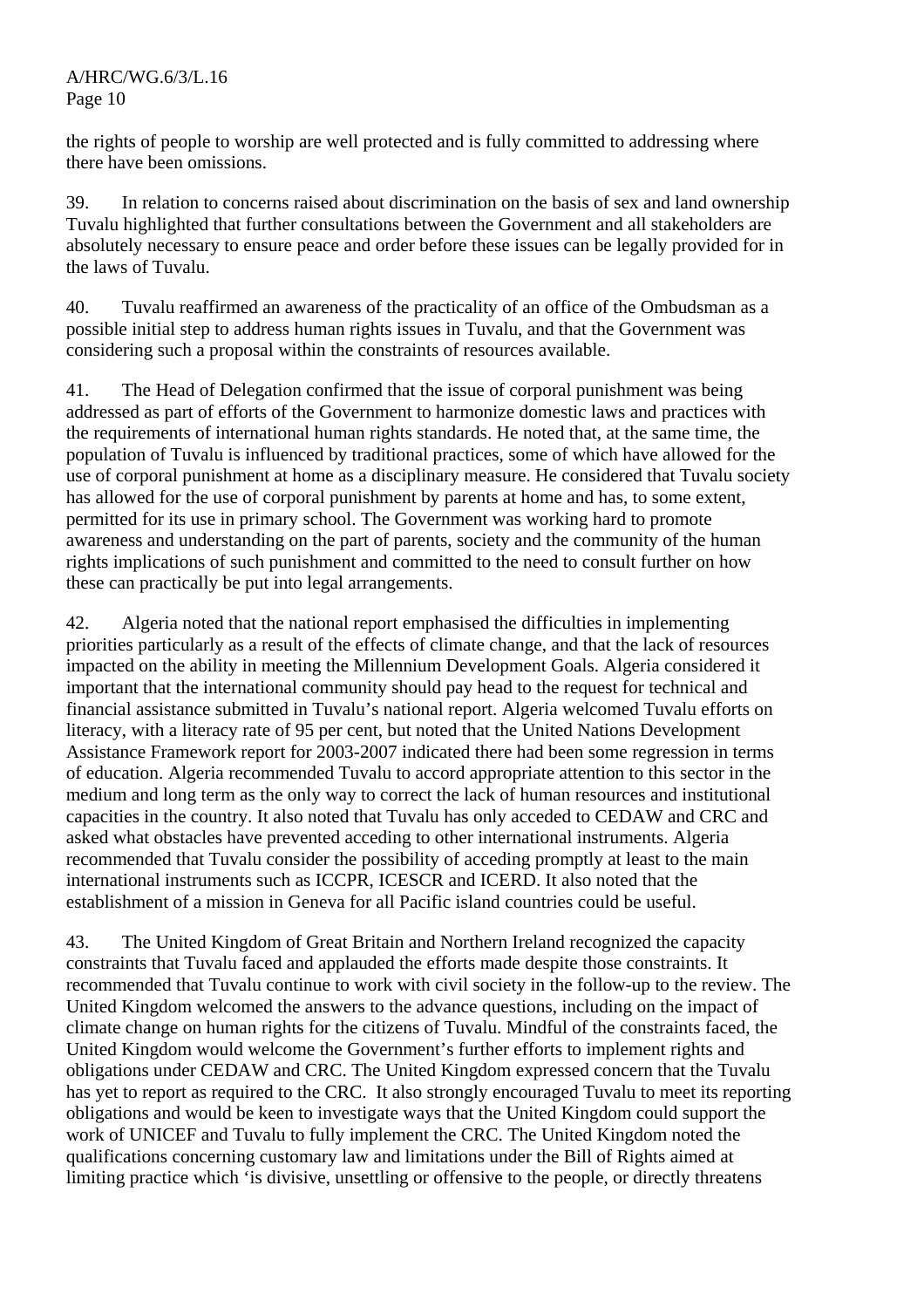the rights of people to worship are well protected and is fully committed to addressing where there have been omissions.

39. In relation to concerns raised about discrimination on the basis of sex and land ownership Tuvalu highlighted that further consultations between the Government and all stakeholders are absolutely necessary to ensure peace and order before these issues can be legally provided for in the laws of Tuvalu.

40. Tuvalu reaffirmed an awareness of the practicality of an office of the Ombudsman as a possible initial step to address human rights issues in Tuvalu, and that the Government was considering such a proposal within the constraints of resources available.

41. The Head of Delegation confirmed that the issue of corporal punishment was being addressed as part of efforts of the Government to harmonize domestic laws and practices with the requirements of international human rights standards. He noted that, at the same time, the population of Tuvalu is influenced by traditional practices, some of which have allowed for the use of corporal punishment at home as a disciplinary measure. He considered that Tuvalu society has allowed for the use of corporal punishment by parents at home and has, to some extent, permitted for its use in primary school. The Government was working hard to promote awareness and understanding on the part of parents, society and the community of the human rights implications of such punishment and committed to the need to consult further on how these can practically be put into legal arrangements.

42. Algeria noted that the national report emphasised the difficulties in implementing priorities particularly as a result of the effects of climate change, and that the lack of resources impacted on the ability in meeting the Millennium Development Goals. Algeria considered it important that the international community should pay head to the request for technical and financial assistance submitted in Tuvalu's national report. Algeria welcomed Tuvalu efforts on literacy, with a literacy rate of 95 per cent, but noted that the United Nations Development Assistance Framework report for 2003-2007 indicated there had been some regression in terms of education. Algeria recommended Tuvalu to accord appropriate attention to this sector in the medium and long term as the only way to correct the lack of human resources and institutional capacities in the country. It also noted that Tuvalu has only acceded to CEDAW and CRC and asked what obstacles have prevented acceding to other international instruments. Algeria recommended that Tuvalu consider the possibility of acceding promptly at least to the main international instruments such as ICCPR, ICESCR and ICERD. It also noted that the establishment of a mission in Geneva for all Pacific island countries could be useful.

43. The United Kingdom of Great Britain and Northern Ireland recognized the capacity constraints that Tuvalu faced and applauded the efforts made despite those constraints. It recommended that Tuvalu continue to work with civil society in the follow-up to the review. The United Kingdom welcomed the answers to the advance questions, including on the impact of climate change on human rights for the citizens of Tuvalu. Mindful of the constraints faced, the United Kingdom would welcome the Government's further efforts to implement rights and obligations under CEDAW and CRC. The United Kingdom expressed concern that the Tuvalu has yet to report as required to the CRC. It also strongly encouraged Tuvalu to meet its reporting obligations and would be keen to investigate ways that the United Kingdom could support the work of UNICEF and Tuvalu to fully implement the CRC. The United Kingdom noted the qualifications concerning customary law and limitations under the Bill of Rights aimed at limiting practice which 'is divisive, unsettling or offensive to the people, or directly threatens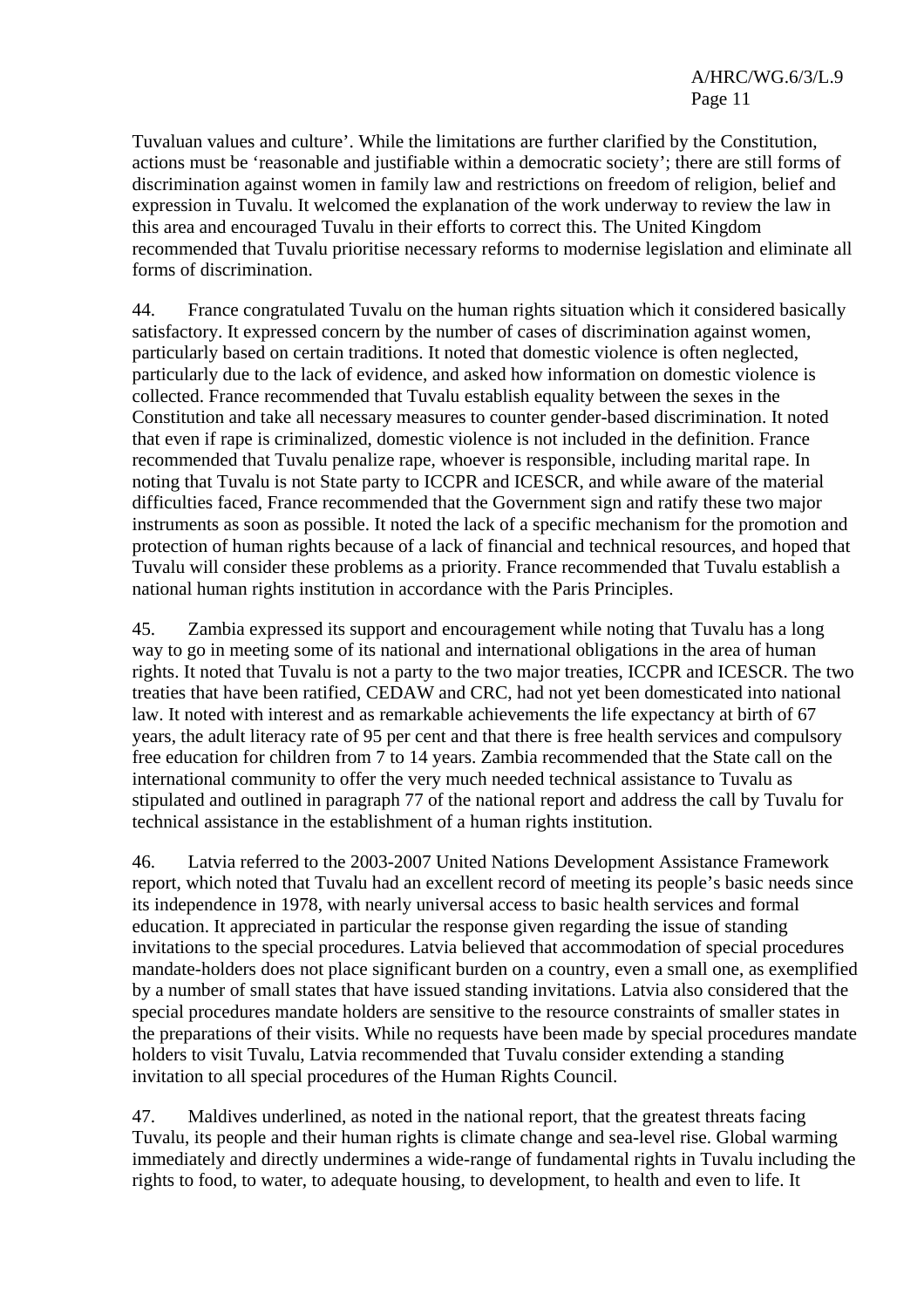Tuvaluan values and culture'. While the limitations are further clarified by the Constitution, actions must be 'reasonable and justifiable within a democratic society'; there are still forms of discrimination against women in family law and restrictions on freedom of religion, belief and expression in Tuvalu. It welcomed the explanation of the work underway to review the law in this area and encouraged Tuvalu in their efforts to correct this. The United Kingdom recommended that Tuvalu prioritise necessary reforms to modernise legislation and eliminate all forms of discrimination.

44. France congratulated Tuvalu on the human rights situation which it considered basically satisfactory. It expressed concern by the number of cases of discrimination against women, particularly based on certain traditions. It noted that domestic violence is often neglected, particularly due to the lack of evidence, and asked how information on domestic violence is collected. France recommended that Tuvalu establish equality between the sexes in the Constitution and take all necessary measures to counter gender-based discrimination. It noted that even if rape is criminalized, domestic violence is not included in the definition. France recommended that Tuvalu penalize rape, whoever is responsible, including marital rape. In noting that Tuvalu is not State party to ICCPR and ICESCR, and while aware of the material difficulties faced, France recommended that the Government sign and ratify these two major instruments as soon as possible. It noted the lack of a specific mechanism for the promotion and protection of human rights because of a lack of financial and technical resources, and hoped that Tuvalu will consider these problems as a priority. France recommended that Tuvalu establish a national human rights institution in accordance with the Paris Principles.

45. Zambia expressed its support and encouragement while noting that Tuvalu has a long way to go in meeting some of its national and international obligations in the area of human rights. It noted that Tuvalu is not a party to the two major treaties, ICCPR and ICESCR. The two treaties that have been ratified, CEDAW and CRC, had not yet been domesticated into national law. It noted with interest and as remarkable achievements the life expectancy at birth of 67 years, the adult literacy rate of 95 per cent and that there is free health services and compulsory free education for children from 7 to 14 years. Zambia recommended that the State call on the international community to offer the very much needed technical assistance to Tuvalu as stipulated and outlined in paragraph 77 of the national report and address the call by Tuvalu for technical assistance in the establishment of a human rights institution.

46. Latvia referred to the 2003-2007 United Nations Development Assistance Framework report, which noted that Tuvalu had an excellent record of meeting its people's basic needs since its independence in 1978, with nearly universal access to basic health services and formal education. It appreciated in particular the response given regarding the issue of standing invitations to the special procedures. Latvia believed that accommodation of special procedures mandate-holders does not place significant burden on a country, even a small one, as exemplified by a number of small states that have issued standing invitations. Latvia also considered that the special procedures mandate holders are sensitive to the resource constraints of smaller states in the preparations of their visits. While no requests have been made by special procedures mandate holders to visit Tuvalu, Latvia recommended that Tuvalu consider extending a standing invitation to all special procedures of the Human Rights Council.

47. Maldives underlined, as noted in the national report, that the greatest threats facing Tuvalu, its people and their human rights is climate change and sea-level rise. Global warming immediately and directly undermines a wide-range of fundamental rights in Tuvalu including the rights to food, to water, to adequate housing, to development, to health and even to life. It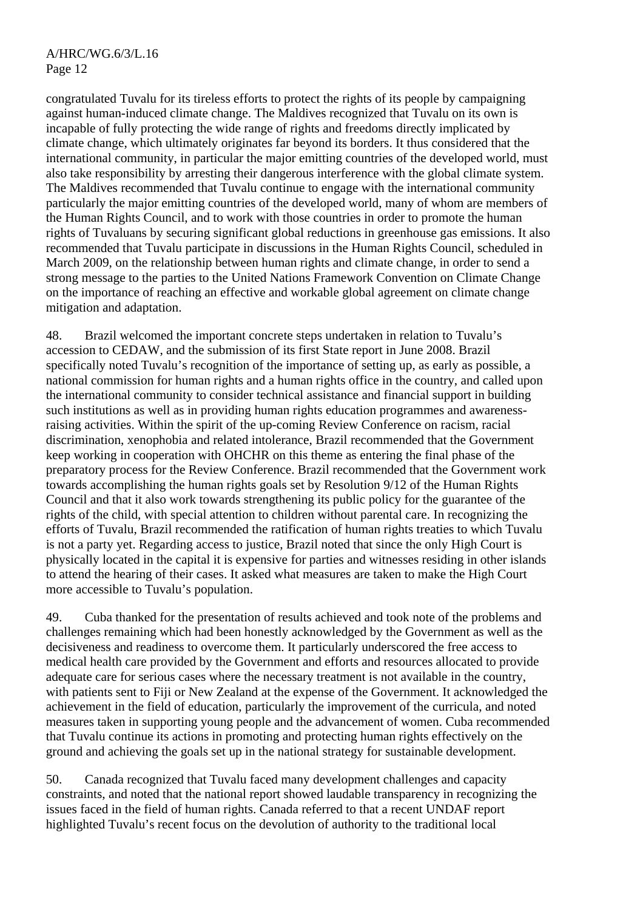congratulated Tuvalu for its tireless efforts to protect the rights of its people by campaigning against human-induced climate change. The Maldives recognized that Tuvalu on its own is incapable of fully protecting the wide range of rights and freedoms directly implicated by climate change, which ultimately originates far beyond its borders. It thus considered that the international community, in particular the major emitting countries of the developed world, must also take responsibility by arresting their dangerous interference with the global climate system. The Maldives recommended that Tuvalu continue to engage with the international community particularly the major emitting countries of the developed world, many of whom are members of the Human Rights Council, and to work with those countries in order to promote the human rights of Tuvaluans by securing significant global reductions in greenhouse gas emissions. It also recommended that Tuvalu participate in discussions in the Human Rights Council, scheduled in March 2009, on the relationship between human rights and climate change, in order to send a strong message to the parties to the United Nations Framework Convention on Climate Change on the importance of reaching an effective and workable global agreement on climate change mitigation and adaptation.

48. Brazil welcomed the important concrete steps undertaken in relation to Tuvalu's accession to CEDAW, and the submission of its first State report in June 2008. Brazil specifically noted Tuvalu's recognition of the importance of setting up, as early as possible, a national commission for human rights and a human rights office in the country, and called upon the international community to consider technical assistance and financial support in building such institutions as well as in providing human rights education programmes and awareness-raising activities. Within the spirit of the up-coming Review Conference on racism, racial discrimination, xenophobia and related intolerance, Brazil recommended that the Government keep working in cooperation with OHCHR on this theme as entering the final phase of the preparatory process for the Review Conference. Brazil recommended that the Government work towards accomplishing the human rights goals set by Resolution 9/12 of the Human Rights Council and that it also work towards strengthening its public policy for the guarantee of the rights of the child, with special attention to children without parental care. In recognizing the efforts of Tuvalu, Brazil recommended the ratification of human rights treaties to which Tuvalu is not a party yet. Regarding access to justice, Brazil noted that since the only High Court is physically located in the capital it is expensive for parties and witnesses residing in other islands to attend the hearing of their cases. It asked what measures are taken to make the High Court more accessible to Tuvalu's population.

49. Cuba thanked for the presentation of results achieved and took note of the problems and challenges remaining which had been honestly acknowledged by the Government as well as the decisiveness and readiness to overcome them. It particularly underscored the free access to medical health care provided by the Government and efforts and resources allocated to provide adequate care for serious cases where the necessary treatment is not available in the country, with patients sent to Fiji or New Zealand at the expense of the Government. It acknowledged the achievement in the field of education, particularly the improvement of the curricula, and noted measures taken in supporting young people and the advancement of women. Cuba recommended that Tuvalu continue its actions in promoting and protecting human rights effectively on the ground and achieving the goals set up in the national strategy for sustainable development.

50. Canada recognized that Tuvalu faced many development challenges and capacity constraints, and noted that the national report showed laudable transparency in recognizing the issues faced in the field of human rights. Canada referred to that a recent UNDAF report highlighted Tuvalu's recent focus on the devolution of authority to the traditional local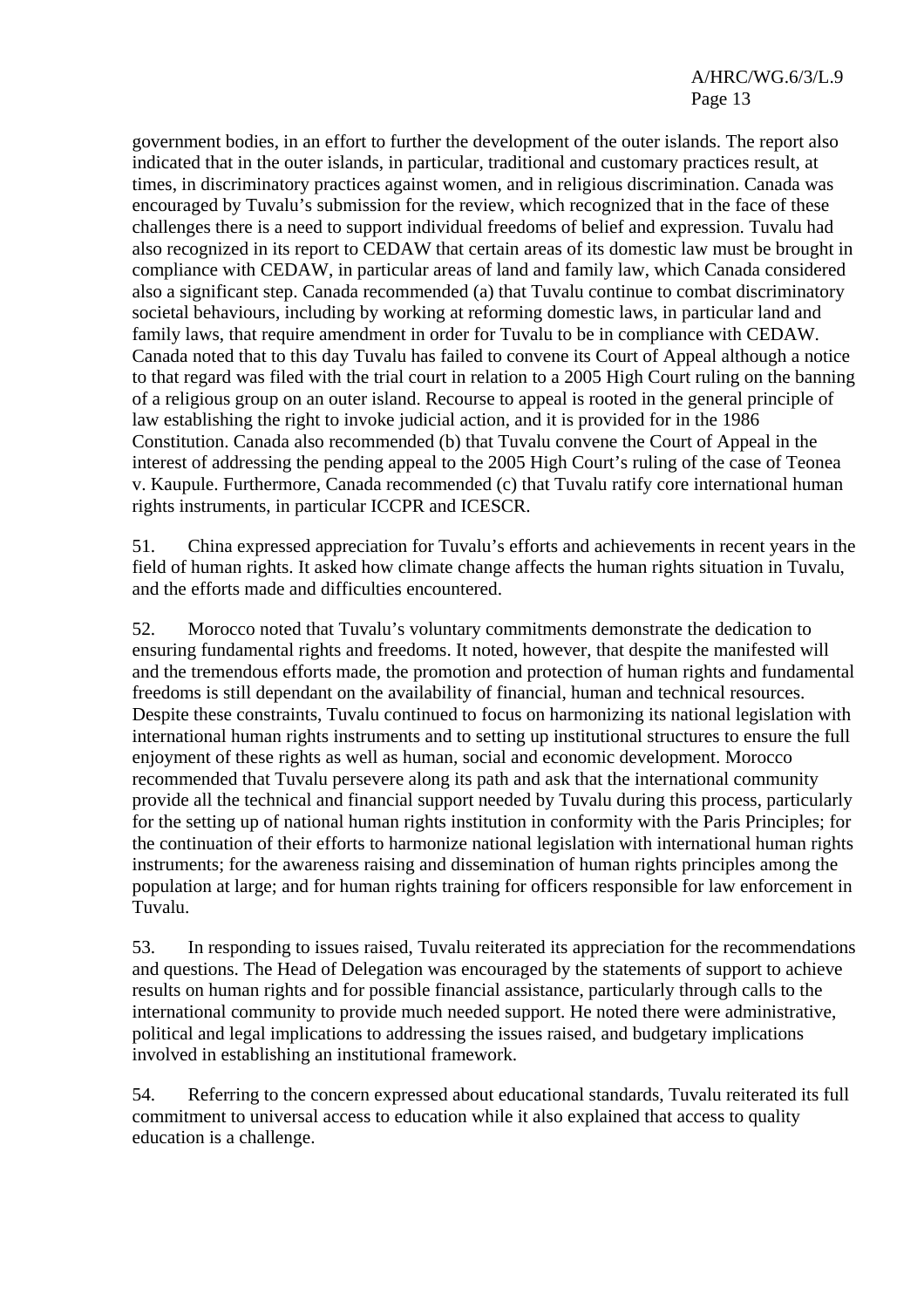government bodies, in an effort to further the development of the outer islands. The report also indicated that in the outer islands, in particular, traditional and customary practices result, at times, in discriminatory practices against women, and in religious discrimination. Canada was encouraged by Tuvalu's submission for the review, which recognized that in the face of these challenges there is a need to support individual freedoms of belief and expression. Tuvalu had also recognized in its report to CEDAW that certain areas of its domestic law must be brought in compliance with CEDAW, in particular areas of land and family law, which Canada considered also a significant step. Canada recommended (a) that Tuvalu continue to combat discriminatory societal behaviours, including by working at reforming domestic laws, in particular land and family laws, that require amendment in order for Tuvalu to be in compliance with CEDAW. Canada noted that to this day Tuvalu has failed to convene its Court of Appeal although a notice to that regard was filed with the trial court in relation to a 2005 High Court ruling on the banning of a religious group on an outer island. Recourse to appeal is rooted in the general principle of law establishing the right to invoke judicial action, and it is provided for in the 1986 Constitution. Canada also recommended (b) that Tuvalu convene the Court of Appeal in the interest of addressing the pending appeal to the 2005 High Court's ruling of the case of Teonea v. Kaupule. Furthermore, Canada recommended (c) that Tuvalu ratify core international human rights instruments, in particular ICCPR and ICESCR.

51. China expressed appreciation for Tuvalu's efforts and achievements in recent years in the field of human rights. It asked how climate change affects the human rights situation in Tuvalu, and the efforts made and difficulties encountered.

52. Morocco noted that Tuvalu's voluntary commitments demonstrate the dedication to ensuring fundamental rights and freedoms. It noted, however, that despite the manifested will and the tremendous efforts made, the promotion and protection of human rights and fundamental freedoms is still dependant on the availability of financial, human and technical resources. Despite these constraints, Tuvalu continued to focus on harmonizing its national legislation with international human rights instruments and to setting up institutional structures to ensure the full enjoyment of these rights as well as human, social and economic development. Morocco recommended that Tuvalu persevere along its path and ask that the international community provide all the technical and financial support needed by Tuvalu during this process, particularly for the setting up of national human rights institution in conformity with the Paris Principles; for the continuation of their efforts to harmonize national legislation with international human rights instruments; for the awareness raising and dissemination of human rights principles among the population at large; and for human rights training for officers responsible for law enforcement in Tuvalu.

53. In responding to issues raised, Tuvalu reiterated its appreciation for the recommendations and questions. The Head of Delegation was encouraged by the statements of support to achieve results on human rights and for possible financial assistance, particularly through calls to the international community to provide much needed support. He noted there were administrative, political and legal implications to addressing the issues raised, and budgetary implications involved in establishing an institutional framework.

54. Referring to the concern expressed about educational standards, Tuvalu reiterated its full commitment to universal access to education while it also explained that access to quality education is a challenge.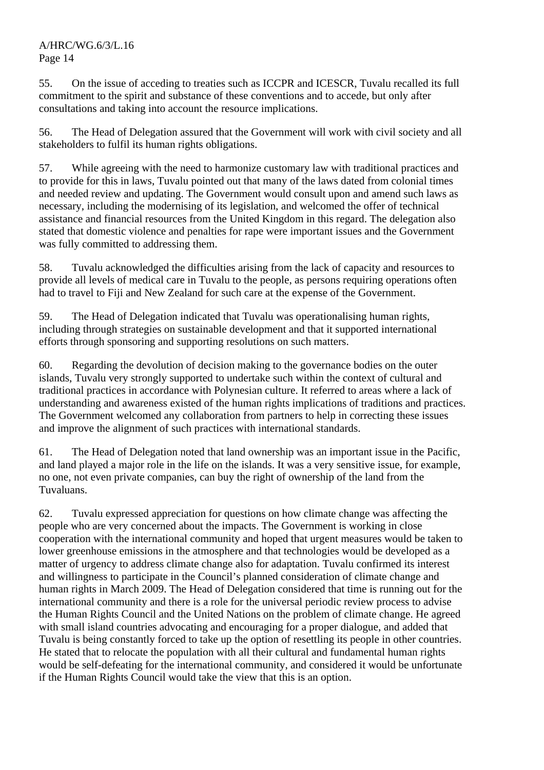55. On the issue of acceding to treaties such as ICCPR and ICESCR, Tuvalu recalled its full commitment to the spirit and substance of these conventions and to accede, but only after consultations and taking into account the resource implications.

56. The Head of Delegation assured that the Government will work with civil society and all stakeholders to fulfil its human rights obligations.

57. While agreeing with the need to harmonize customary law with traditional practices and to provide for this in laws, Tuvalu pointed out that many of the laws dated from colonial times and needed review and updating. The Government would consult upon and amend such laws as necessary, including the modernising of its legislation, and welcomed the offer of technical assistance and financial resources from the United Kingdom in this regard. The delegation also stated that domestic violence and penalties for rape were important issues and the Government was fully committed to addressing them.

58. Tuvalu acknowledged the difficulties arising from the lack of capacity and resources to provide all levels of medical care in Tuvalu to the people, as persons requiring operations often had to travel to Fiji and New Zealand for such care at the expense of the Government.

59. The Head of Delegation indicated that Tuvalu was operationalising human rights, including through strategies on sustainable development and that it supported international efforts through sponsoring and supporting resolutions on such matters.

60. Regarding the devolution of decision making to the governance bodies on the outer islands, Tuvalu very strongly supported to undertake such within the context of cultural and traditional practices in accordance with Polynesian culture. It referred to areas where a lack of understanding and awareness existed of the human rights implications of traditions and practices. The Government welcomed any collaboration from partners to help in correcting these issues and improve the alignment of such practices with international standards.

61. The Head of Delegation noted that land ownership was an important issue in the Pacific, and land played a major role in the life on the islands. It was a very sensitive issue, for example, no one, not even private companies, can buy the right of ownership of the land from the Tuvaluans.

62. Tuvalu expressed appreciation for questions on how climate change was affecting the people who are very concerned about the impacts. The Government is working in close cooperation with the international community and hoped that urgent measures would be taken to lower greenhouse emissions in the atmosphere and that technologies would be developed as a matter of urgency to address climate change also for adaptation. Tuvalu confirmed its interest and willingness to participate in the Council's planned consideration of climate change and human rights in March 2009. The Head of Delegation considered that time is running out for the international community and there is a role for the universal periodic review process to advise the Human Rights Council and the United Nations on the problem of climate change. He agreed with small island countries advocating and encouraging for a proper dialogue, and added that Tuvalu is being constantly forced to take up the option of resettling its people in other countries. He stated that to relocate the population with all their cultural and fundamental human rights would be self-defeating for the international community, and considered it would be unfortunate if the Human Rights Council would take the view that this is an option.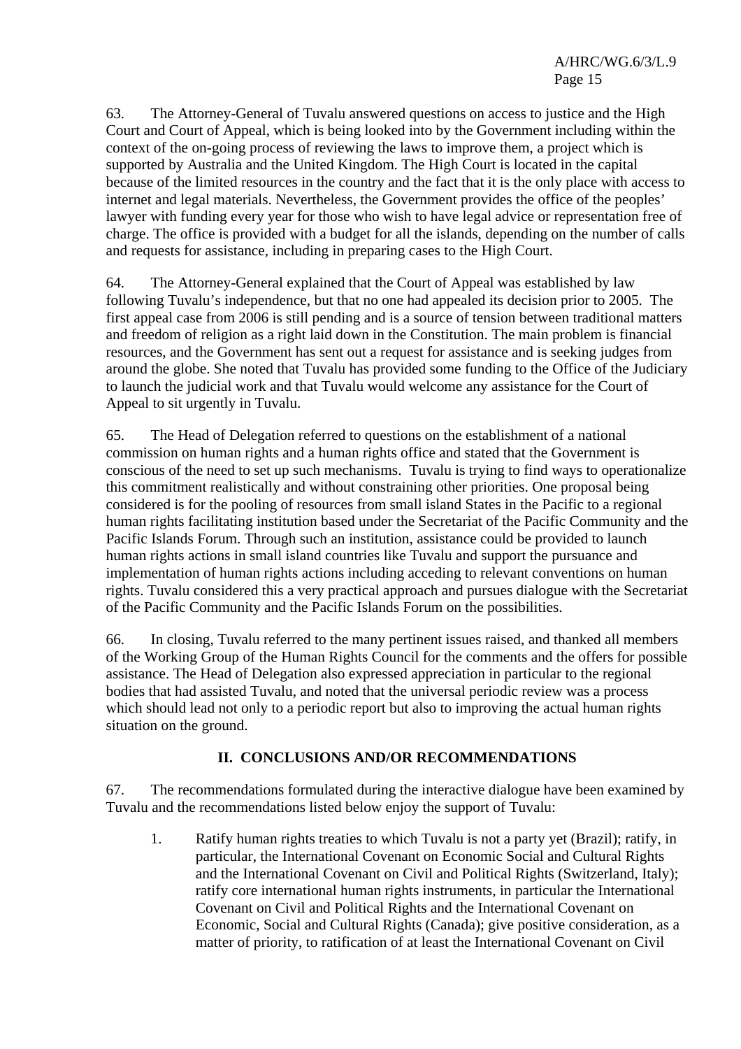63. The Attorney-General of Tuvalu answered questions on access to justice and the High Court and Court of Appeal, which is being looked into by the Government including within the context of the on-going process of reviewing the laws to improve them, a project which is supported by Australia and the United Kingdom. The High Court is located in the capital because of the limited resources in the country and the fact that it is the only place with access to internet and legal materials. Nevertheless, the Government provides the office of the peoples' lawyer with funding every year for those who wish to have legal advice or representation free of charge. The office is provided with a budget for all the islands, depending on the number of calls and requests for assistance, including in preparing cases to the High Court.

64. The Attorney-General explained that the Court of Appeal was established by law following Tuvalu's independence, but that no one had appealed its decision prior to 2005. The first appeal case from 2006 is still pending and is a source of tension between traditional matters and freedom of religion as a right laid down in the Constitution. The main problem is financial resources, and the Government has sent out a request for assistance and is seeking judges from around the globe. She noted that Tuvalu has provided some funding to the Office of the Judiciary to launch the judicial work and that Tuvalu would welcome any assistance for the Court of Appeal to sit urgently in Tuvalu.

65. The Head of Delegation referred to questions on the establishment of a national commission on human rights and a human rights office and stated that the Government is conscious of the need to set up such mechanisms. Tuvalu is trying to find ways to operationalize this commitment realistically and without constraining other priorities. One proposal being considered is for the pooling of resources from small island States in the Pacific to a regional human rights facilitating institution based under the Secretariat of the Pacific Community and the Pacific Islands Forum. Through such an institution, assistance could be provided to launch human rights actions in small island countries like Tuvalu and support the pursuance and implementation of human rights actions including acceding to relevant conventions on human rights. Tuvalu considered this a very practical approach and pursues dialogue with the Secretariat of the Pacific Community and the Pacific Islands Forum on the possibilities.

66. In closing, Tuvalu referred to the many pertinent issues raised, and thanked all members of the Working Group of the Human Rights Council for the comments and the offers for possible assistance. The Head of Delegation also expressed appreciation in particular to the regional bodies that had assisted Tuvalu, and noted that the universal periodic review was a process which should lead not only to a periodic report but also to improving the actual human rights situation on the ground.

## II. CONCLUSIONS AND/OR RECOMMENDATIONS

67. The recommendations formulated during the interactive dialogue have been examined by Tuvalu and the recommendations listed below enjoy the support of Tuvalu:

1. Ratify human rights treaties to which Tuvalu is not a party yet (Brazil); ratify, in particular, the International Covenant on Economic Social and Cultural Rights and the International Covenant on Civil and Political Rights (Switzerland, Italy); ratify core international human rights instruments, in particular the International Covenant on Civil and Political Rights and the International Covenant on Economic, Social and Cultural Rights (Canada); give positive consideration, as a matter of priority, to ratification of at least the International Covenant on Civil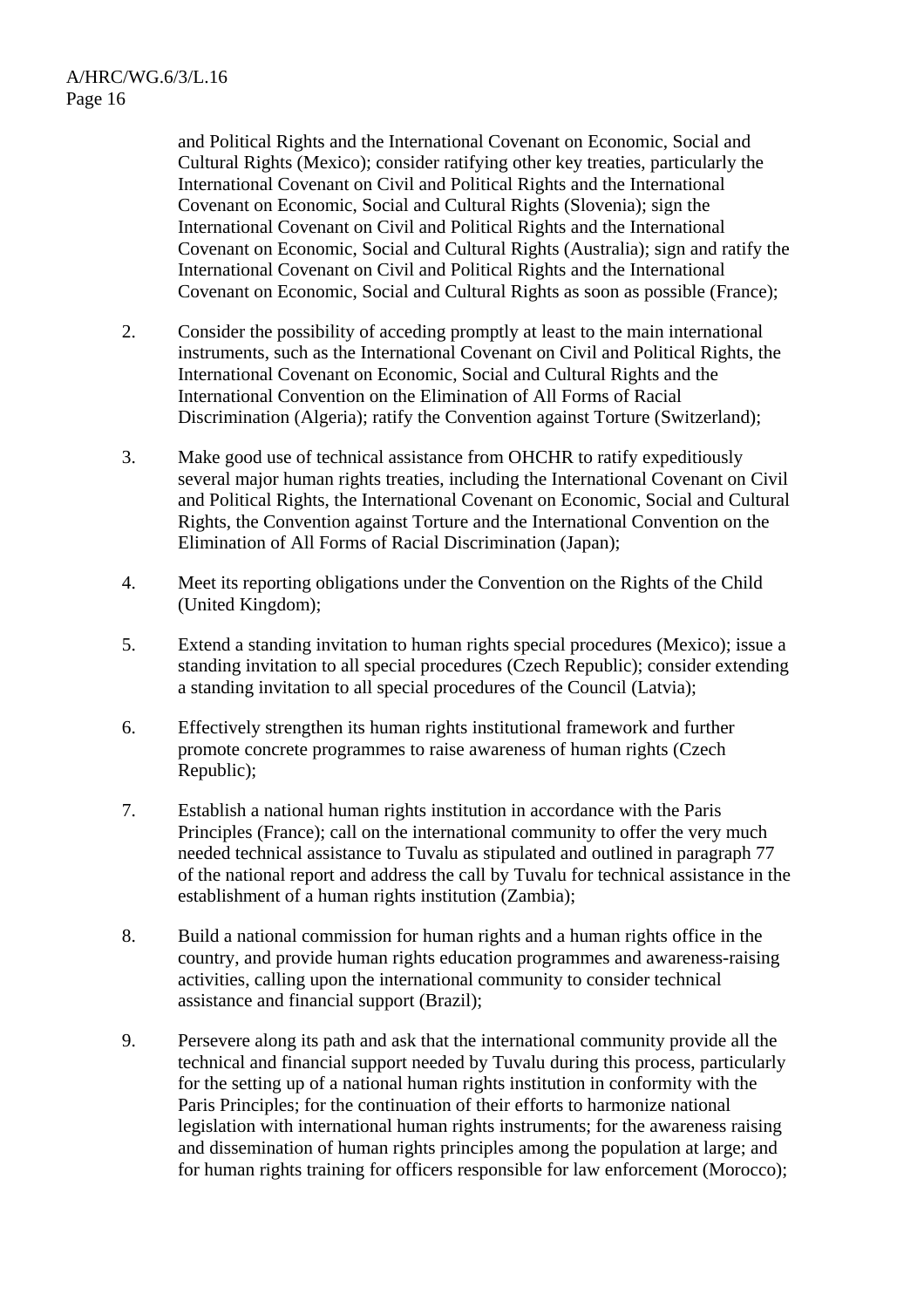and Political Rights and the International Covenant on Economic, Social and Cultural Rights (Mexico); consider ratifying other key treaties, particularly the International Covenant on Civil and Political Rights and the International Covenant on Economic, Social and Cultural Rights (Slovenia); sign the International Covenant on Civil and Political Rights and the International Covenant on Economic, Social and Cultural Rights (Australia); sign and ratify the International Covenant on Civil and Political Rights and the International Covenant on Economic, Social and Cultural Rights as soon as possible (France);

2. Consider the possibility of acceding promptly at least to the main international instruments, such as the International Covenant on Civil and Political Rights, the International Covenant on Economic, Social and Cultural Rights and the International Convention on the Elimination of All Forms of Racial Discrimination (Algeria); ratify the Convention against Torture (Switzerland);

3. Make good use of technical assistance from OHCHR to ratify expeditiously several major human rights treaties, including the International Covenant on Civil and Political Rights, the International Covenant on Economic, Social and Cultural Rights, the Convention against Torture and the International Convention on the Elimination of All Forms of Racial Discrimination (Japan);

4. Meet its reporting obligations under the Convention on the Rights of the Child (United Kingdom);

5. Extend a standing invitation to human rights special procedures (Mexico); issue a standing invitation to all special procedures (Czech Republic); consider extending a standing invitation to all special procedures of the Council (Latvia);

6. Effectively strengthen its human rights institutional framework and further promote concrete programmes to raise awareness of human rights (Czech Republic);

7. Establish a national human rights institution in accordance with the Paris Principles (France); call on the international community to offer the very much needed technical assistance to Tuvalu as stipulated and outlined in paragraph 77 of the national report and address the call by Tuvalu for technical assistance in the establishment of a human rights institution (Zambia);

8. Build a national commission for human rights and a human rights office in the country, and provide human rights education programmes and awareness-raising activities, calling upon the international community to consider technical assistance and financial support (Brazil);

9. Persevere along its path and ask that the international community provide all the technical and financial support needed by Tuvalu during this process, particularly for the setting up of a national human rights institution in conformity with the Paris Principles; for the continuation of their efforts to harmonize national legislation with international human rights instruments; for the awareness raising and dissemination of human rights principles among the population at large; and for human rights training for officers responsible for law enforcement (Morocco);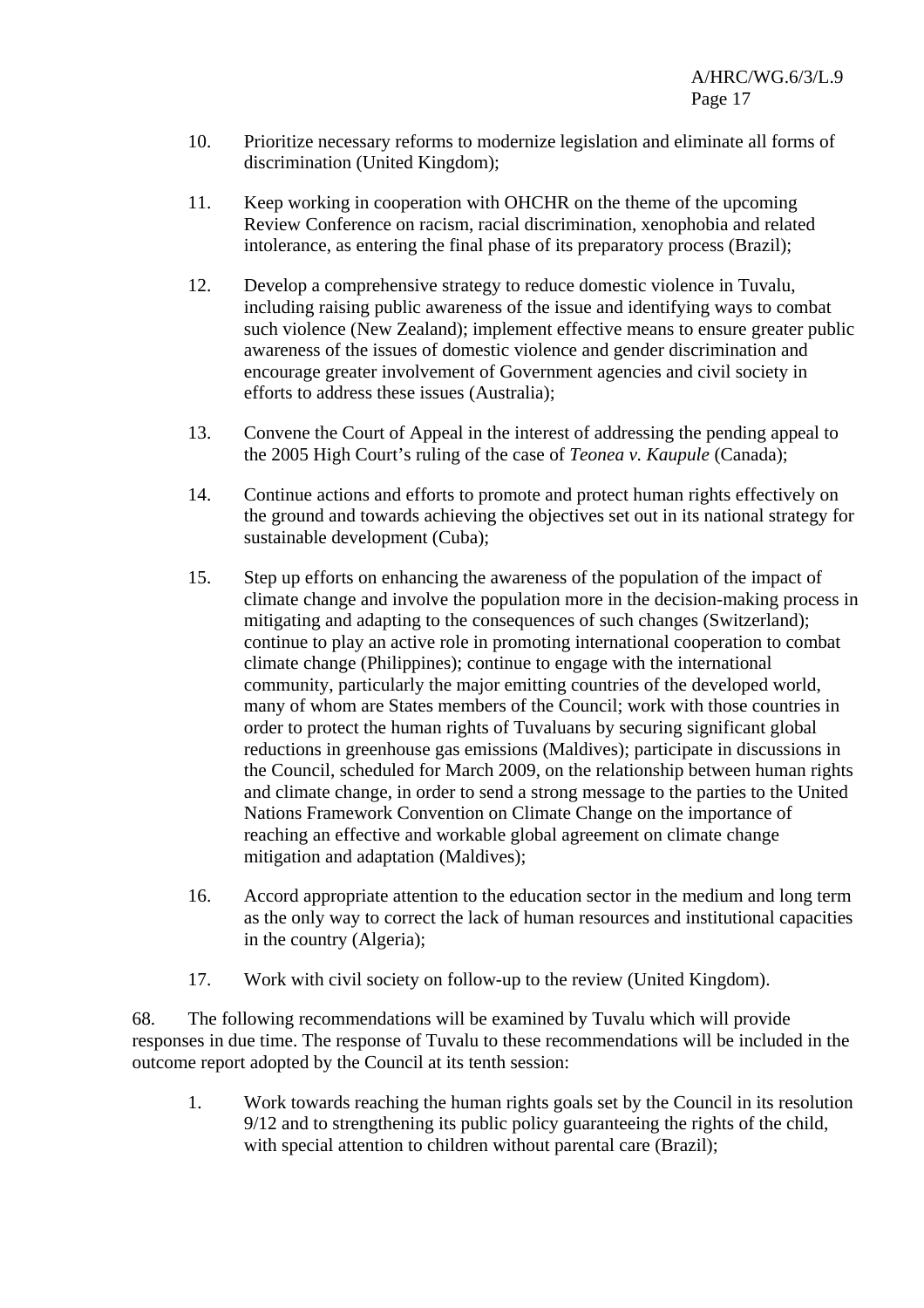10. Prioritize necessary reforms to modernize legislation and eliminate all forms of discrimination (United Kingdom);

11. Keep working in cooperation with OHCHR on the theme of the upcoming Review Conference on racism, racial discrimination, xenophobia and related intolerance, as entering the final phase of its preparatory process (Brazil);

12. Develop a comprehensive strategy to reduce domestic violence in Tuvalu, including raising public awareness of the issue and identifying ways to combat such violence (New Zealand); implement effective means to ensure greater public awareness of the issues of domestic violence and gender discrimination and encourage greater involvement of Government agencies and civil society in efforts to address these issues (Australia);

13. Convene the Court of Appeal in the interest of addressing the pending appeal to the 2005 High Court's ruling of the case of *Teonea v. Kaupule* (Canada);

14. Continue actions and efforts to promote and protect human rights effectively on the ground and towards achieving the objectives set out in its national strategy for sustainable development (Cuba);

15. Step up efforts on enhancing the awareness of the population of the impact of climate change and involve the population more in the decision-making process in mitigating and adapting to the consequences of such changes (Switzerland); continue to play an active role in promoting international cooperation to combat climate change (Philippines); continue to engage with the international community, particularly the major emitting countries of the developed world, many of whom are States members of the Council; work with those countries in order to protect the human rights of Tuvaluans by securing significant global reductions in greenhouse gas emissions (Maldives); participate in discussions in the Council, scheduled for March 2009, on the relationship between human rights and climate change, in order to send a strong message to the parties to the United Nations Framework Convention on Climate Change on the importance of reaching an effective and workable global agreement on climate change mitigation and adaptation (Maldives);

16. Accord appropriate attention to the education sector in the medium and long term as the only way to correct the lack of human resources and institutional capacities in the country (Algeria);

17. Work with civil society on follow-up to the review (United Kingdom).

68. The following recommendations will be examined by Tuvalu which will provide responses in due time. The response of Tuvalu to these recommendations will be included in the outcome report adopted by the Council at its tenth session:

1. Work towards reaching the human rights goals set by the Council in its resolution 9/12 and to strengthening its public policy guaranteeing the rights of the child, with special attention to children without parental care (Brazil);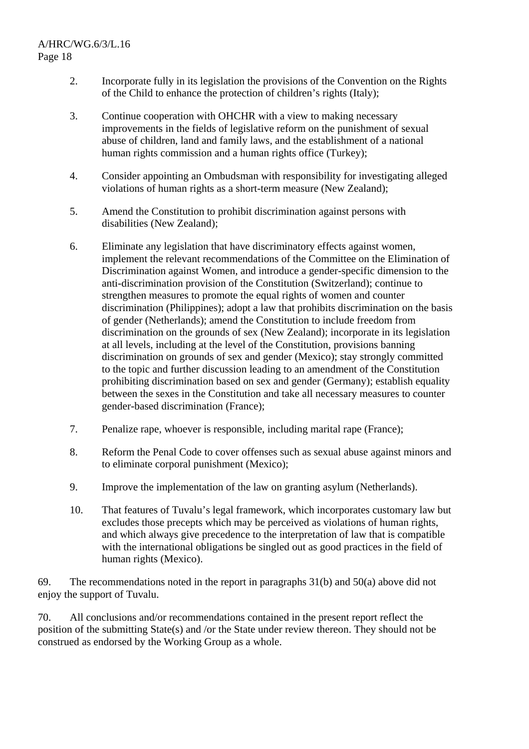2. Incorporate fully in its legislation the provisions of the Convention on the Rights of the Child to enhance the protection of children's rights (Italy);

3. Continue cooperation with OHCHR with a view to making necessary improvements in the fields of legislative reform on the punishment of sexual abuse of children, land and family laws, and the establishment of a national human rights commission and a human rights office (Turkey);

4. Consider appointing an Ombudsman with responsibility for investigating alleged violations of human rights as a short-term measure (New Zealand);

5. Amend the Constitution to prohibit discrimination against persons with disabilities (New Zealand);

6. Eliminate any legislation that have discriminatory effects against women, implement the relevant recommendations of the Committee on the Elimination of Discrimination against Women, and introduce a gender-specific dimension to the anti-discrimination provision of the Constitution (Switzerland); continue to strengthen measures to promote the equal rights of women and counter discrimination (Philippines); adopt a law that prohibits discrimination on the basis of gender (Netherlands); amend the Constitution to include freedom from discrimination on the grounds of sex (New Zealand); incorporate in its legislation at all levels, including at the level of the Constitution, provisions banning discrimination on grounds of sex and gender (Mexico); stay strongly committed to the topic and further discussion leading to an amendment of the Constitution prohibiting discrimination based on sex and gender (Germany); establish equality between the sexes in the Constitution and take all necessary measures to counter gender-based discrimination (France);

7. Penalize rape, whoever is responsible, including marital rape (France);

8. Reform the Penal Code to cover offenses such as sexual abuse against minors and to eliminate corporal punishment (Mexico);

9. Improve the implementation of the law on granting asylum (Netherlands).

10. That features of Tuvalu's legal framework, which incorporates customary law but excludes those precepts which may be perceived as violations of human rights, and which always give precedence to the interpretation of law that is compatible with the international obligations be singled out as good practices in the field of human rights (Mexico).

69. The recommendations noted in the report in paragraphs 31(b) and 50(a) above did not enjoy the support of Tuvalu.

70. All conclusions and/or recommendations contained in the present report reflect the position of the submitting State(s) and /or the State under review thereon. They should not be construed as endorsed by the Working Group as a whole.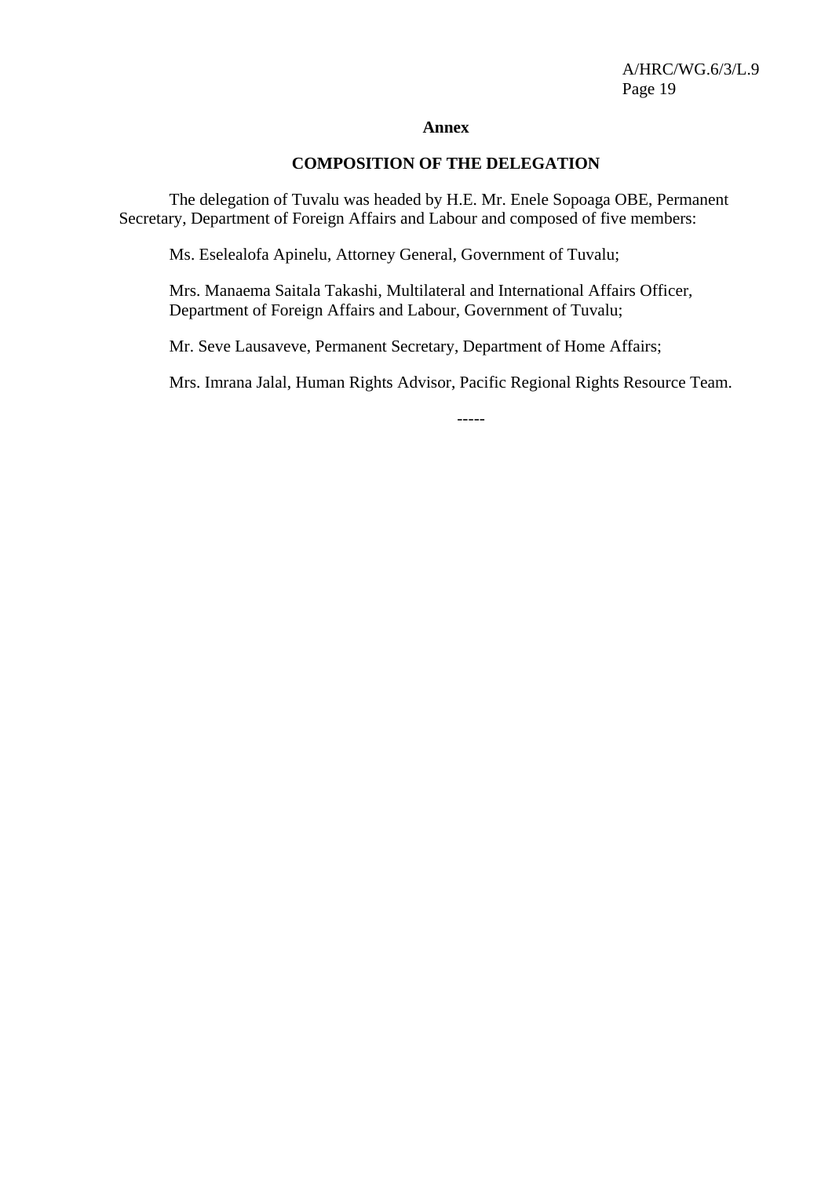**Annex**

**COMPOSITION OF THE DELEGATION**

The delegation of Tuvalu was headed by H.E. Mr. Enele Sopoaga OBE, Permanent Secretary, Department of Foreign Affairs and Labour and composed of five members:

Ms. Eselealofa Apinelu, Attorney General, Government of Tuvalu;

Mrs. Manaema Saitala Takashi, Multilateral and International Affairs Officer, Department of Foreign Affairs and Labour, Government of Tuvalu;

Mr. Seve Lausaveve, Permanent Secretary, Department of Home Affairs;

Mrs. Imrana Jalal, Human Rights Advisor, Pacific Regional Rights Resource Team.

-----